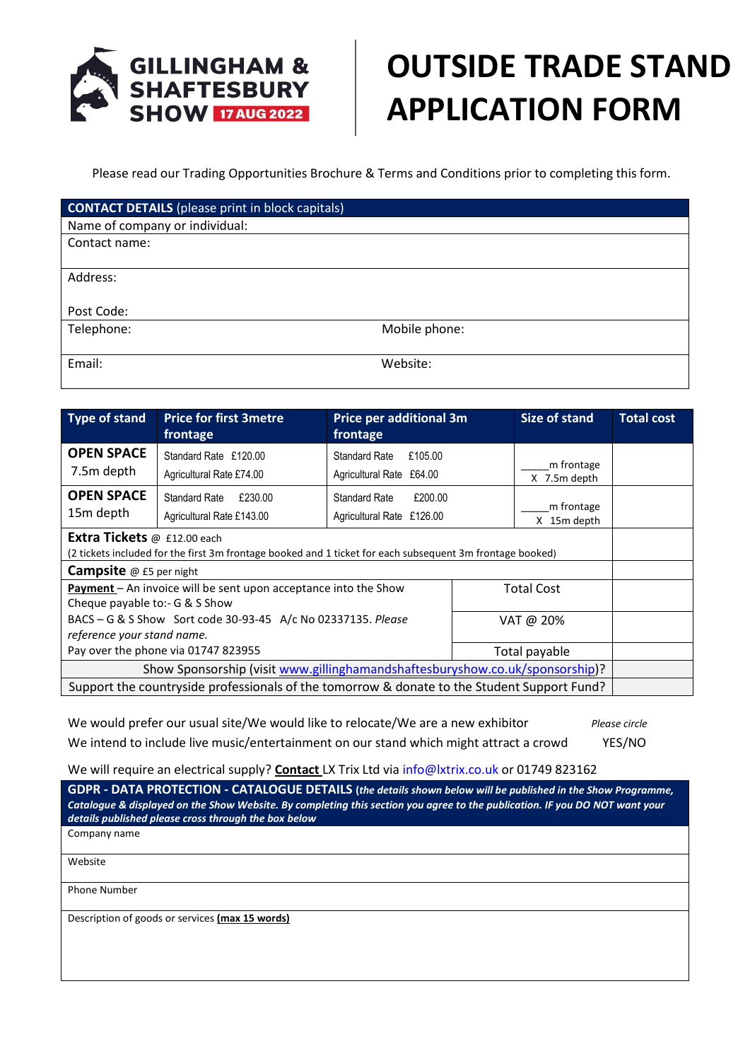# GILLINGHAM & SHAFTESBURY SHOW 17 AUG 2022

# OUTSIDE TRADE STAND APPLICATION FORM

Please read our Trading Opportunities Brochure & Terms and Conditions prior to completing this form.

| **CONTACT DETAILS** (please print in block capitals) | |
|---|---|
| Name of company or individual: | |
| Contact name: | |
| Address:<br><br>Post Code: | |
| Telephone: | Mobile phone: |
| Email: | Website: |

| Type of stand | Price for first 3metre frontage | Price per additional 3m frontage | Size of stand | Total cost |
|---|---|---|---|---|
| **OPEN SPACE** 7.5m depth | Standard Rate £120.00<br>Agricultural Rate £74.00 | Standard Rate £105.00<br>Agricultural Rate £64.00 | _____m frontage X 7.5m depth | |
| **OPEN SPACE** 15m depth | Standard Rate £230.00<br>Agricultural Rate £143.00 | Standard Rate £200.00<br>Agricultural Rate £126.00 | _____m frontage X 15m depth | |
| **Extra Tickets** @ £12.00 each<br>(2 tickets included for the first 3m frontage booked and 1 ticket for each subsequent 3m frontage booked) | | | | |
| **Campsite** @ £5 per night | | | | |
| **Payment** – An invoice will be sent upon acceptance into the Show<br>Cheque payable to:- G & S Show | | | Total Cost | |
| BACS – G & S Show Sort code 30-93-45 A/c No 02337135. *Please reference your stand name.* | | | VAT @ 20% | |
| Pay over the phone via 01747 823955 | | | Total payable | |
| Show Sponsorship (visit www.gillinghamandshaftesburyshow.co.uk/sponsorship)? | | | | |
| Support the countryside professionals of the tomorrow & donate to the Student Support Fund? | | | | |

We would prefer our usual site/We would like to relocate/We are a new exhibitor *Please circle*

We intend to include live music/entertainment on our stand which might attract a crowd YES/NO

We will require an electrical supply? **Contact** LX Trix Ltd via info@lxtrix.co.uk or 01749 823162

| **GDPR - DATA PROTECTION - CATALOGUE DETAILS** (*the details shown below will be published in the Show Programme, Catalogue & displayed on the Show Website. By completing this section you agree to the publication. IF you DO NOT want your details published please cross through the box below*) |
|---|
| Company name |
| Website |
| Phone Number |
| Description of goods or services **(max 15 words)** |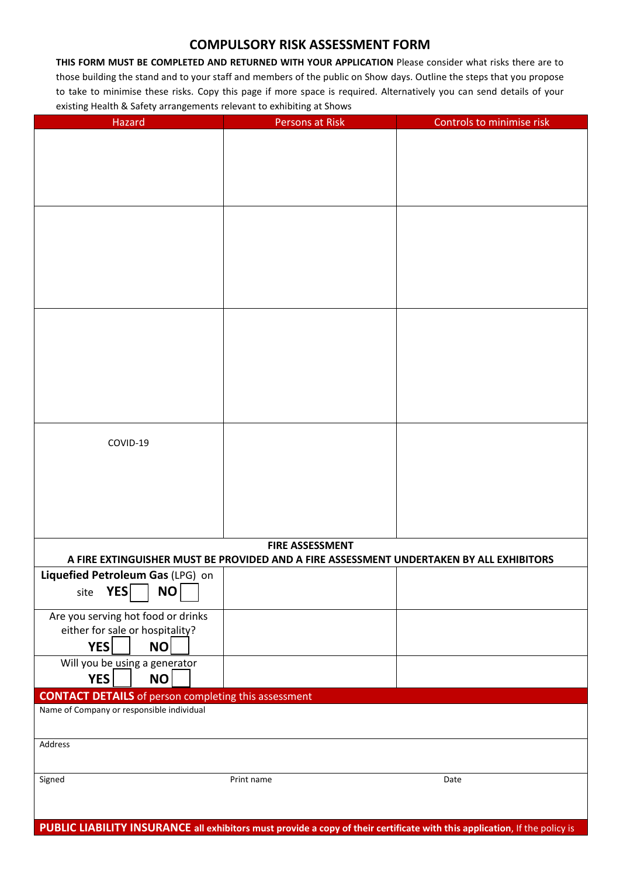# COMPULSORY RISK ASSESSMENT FORM

**THIS FORM MUST BE COMPLETED AND RETURNED WITH YOUR APPLICATION** Please consider what risks there are to those building the stand and to your staff and members of the public on Show days. Outline the steps that you propose to take to minimise these risks. Copy this page if more space is required. Alternatively you can send details of your existing Health & Safety arrangements relevant to exhibiting at Shows

| Hazard | Persons at Risk | Controls to minimise risk |
| --- | --- | --- |
| | | |
| | | |
| | | |
| COVID-19 | | |
| **FIRE ASSESSMENT** **A FIRE EXTINGUISHER MUST BE PROVIDED AND A FIRE ASSESSMENT UNDERTAKEN BY ALL EXHIBITORS** | | |
| **Liquefied Petroleum Gas** (LPG) on site **YES** ☐ **NO** ☐ | | |
| Are you serving hot food or drinks either for sale or hospitality? **YES** ☐ **NO** ☐ | | |
| Will you be using a generator **YES** ☐ **NO** ☐ | | |

**CONTACT DETAILS** of person completing this assessment

Name of Company or responsible individual

Address

| Signed | Print name | Date |
| --- | --- | --- |
| | | |

**PUBLIC LIABILITY INSURANCE all exhibitors must provide a copy of their certificate with this application**, If the policy is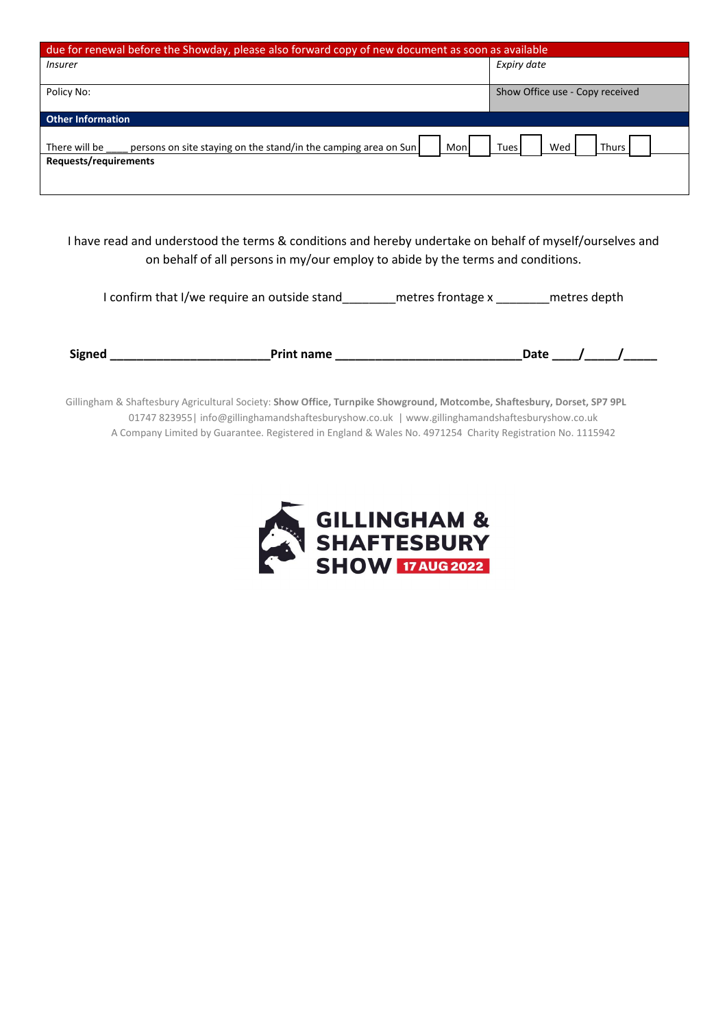| due for renewal before the Showday, please also forward copy of new document as soon as available | |
|---|---|
| *Insurer* | *Expiry date* |
| Policy No: | Show Office use - Copy received |

**Other Information**

There will be ____ persons on site staying on the stand/in the camping area on Sun ☐ Mon ☐ Tues ☐ Wed ☐ Thurs ☐

**Requests/requirements**

I have read and understood the terms & conditions and hereby undertake on behalf of myself/ourselves and on behalf of all persons in my/our employ to abide by the terms and conditions.

I confirm that I/we require an outside stand________metres frontage x ________metres depth

**Signed ________________________Print name ____________________________Date ____/_____/_____**

Gillingham & Shaftesbury Agricultural Society: **Show Office, Turnpike Showground, Motcombe, Shaftesbury, Dorset, SP7 9PL**
01747 823955| info@gillinghamandshaftesburyshow.co.uk | www.gillinghamandshaftesburyshow.co.uk
A Company Limited by Guarantee. Registered in England & Wales No. 4971254 Charity Registration No. 1115942

GILLINGHAM & SHAFTESBURY SHOW 17 AUG 2022